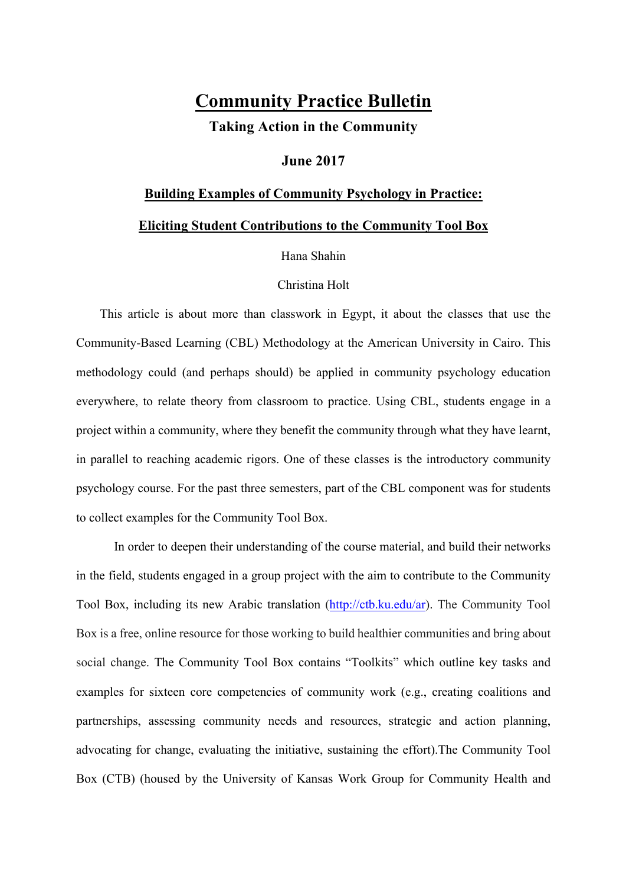# Community Practice Bulletin

**Taking Action in the Community**

**June 2017**

## Building Examples of Community Psychology in Practice: Eliciting Student Contributions to the Community Tool Box

Hana Shahin

Christina Holt

This article is about more than classwork in Egypt, it about the classes that use the Community-Based Learning (CBL) Methodology at the American University in Cairo. This methodology could (and perhaps should) be applied in community psychology education everywhere, to relate theory from classroom to practice. Using CBL, students engage in a project within a community, where they benefit the community through what they have learnt, in parallel to reaching academic rigors. One of these classes is the introductory community psychology course. For the past three semesters, part of the CBL component was for students to collect examples for the Community Tool Box.

In order to deepen their understanding of the course material, and build their networks in the field, students engaged in a group project with the aim to contribute to the Community Tool Box, including its new Arabic translation (http://ctb.ku.edu/ar). The Community Tool Box is a free, online resource for those working to build healthier communities and bring about social change. The Community Tool Box contains "Toolkits" which outline key tasks and examples for sixteen core competencies of community work (e.g., creating coalitions and partnerships, assessing community needs and resources, strategic and action planning, advocating for change, evaluating the initiative, sustaining the effort).The Community Tool Box (CTB) (housed by the University of Kansas Work Group for Community Health and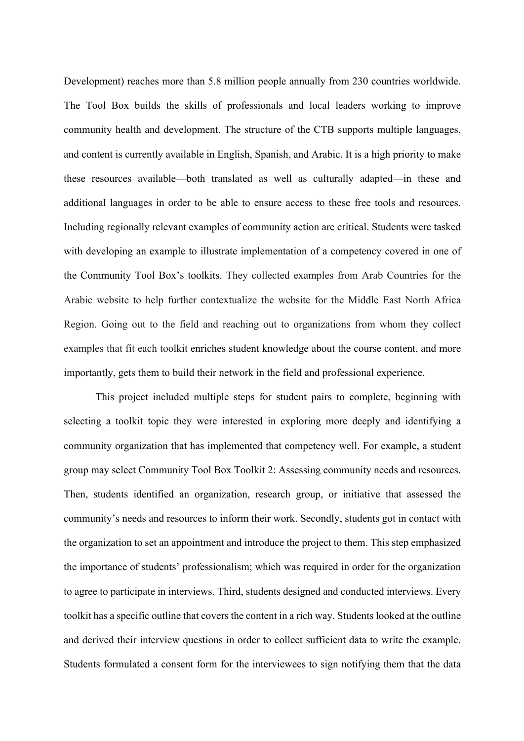Development) reaches more than 5.8 million people annually from 230 countries worldwide. The Tool Box builds the skills of professionals and local leaders working to improve community health and development. The structure of the CTB supports multiple languages, and content is currently available in English, Spanish, and Arabic. It is a high priority to make these resources available—both translated as well as culturally adapted—in these and additional languages in order to be able to ensure access to these free tools and resources. Including regionally relevant examples of community action are critical. Students were tasked with developing an example to illustrate implementation of a competency covered in one of the Community Tool Box's toolkits. They collected examples from Arab Countries for the Arabic website to help further contextualize the website for the Middle East North Africa Region. Going out to the field and reaching out to organizations from whom they collect examples that fit each toolkit enriches student knowledge about the course content, and more importantly, gets them to build their network in the field and professional experience.

This project included multiple steps for student pairs to complete, beginning with selecting a toolkit topic they were interested in exploring more deeply and identifying a community organization that has implemented that competency well. For example, a student group may select Community Tool Box Toolkit 2: Assessing community needs and resources. Then, students identified an organization, research group, or initiative that assessed the community's needs and resources to inform their work. Secondly, students got in contact with the organization to set an appointment and introduce the project to them. This step emphasized the importance of students' professionalism; which was required in order for the organization to agree to participate in interviews. Third, students designed and conducted interviews. Every toolkit has a specific outline that covers the content in a rich way. Students looked at the outline and derived their interview questions in order to collect sufficient data to write the example. Students formulated a consent form for the interviewees to sign notifying them that the data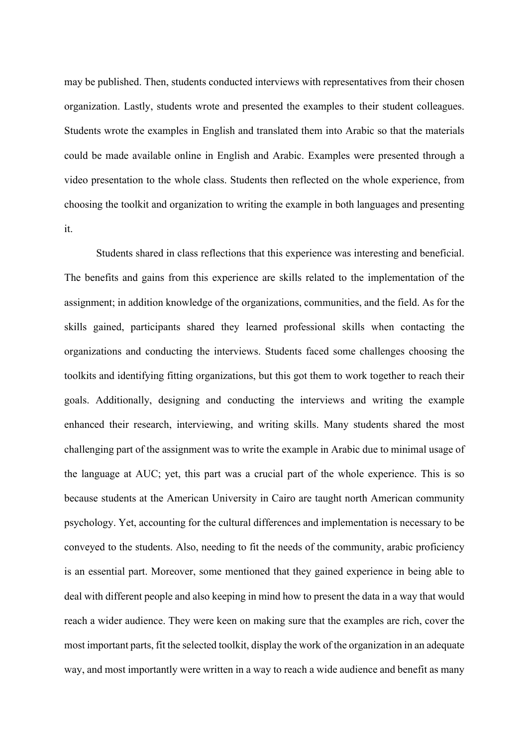may be published. Then, students conducted interviews with representatives from their chosen organization. Lastly, students wrote and presented the examples to their student colleagues. Students wrote the examples in English and translated them into Arabic so that the materials could be made available online in English and Arabic. Examples were presented through a video presentation to the whole class. Students then reflected on the whole experience, from choosing the toolkit and organization to writing the example in both languages and presenting it.

Students shared in class reflections that this experience was interesting and beneficial. The benefits and gains from this experience are skills related to the implementation of the assignment; in addition knowledge of the organizations, communities, and the field. As for the skills gained, participants shared they learned professional skills when contacting the organizations and conducting the interviews. Students faced some challenges choosing the toolkits and identifying fitting organizations, but this got them to work together to reach their goals. Additionally, designing and conducting the interviews and writing the example enhanced their research, interviewing, and writing skills. Many students shared the most challenging part of the assignment was to write the example in Arabic due to minimal usage of the language at AUC; yet, this part was a crucial part of the whole experience. This is so because students at the American University in Cairo are taught north American community psychology. Yet, accounting for the cultural differences and implementation is necessary to be conveyed to the students. Also, needing to fit the needs of the community, arabic proficiency is an essential part. Moreover, some mentioned that they gained experience in being able to deal with different people and also keeping in mind how to present the data in a way that would reach a wider audience. They were keen on making sure that the examples are rich, cover the most important parts, fit the selected toolkit, display the work of the organization in an adequate way, and most importantly were written in a way to reach a wide audience and benefit as many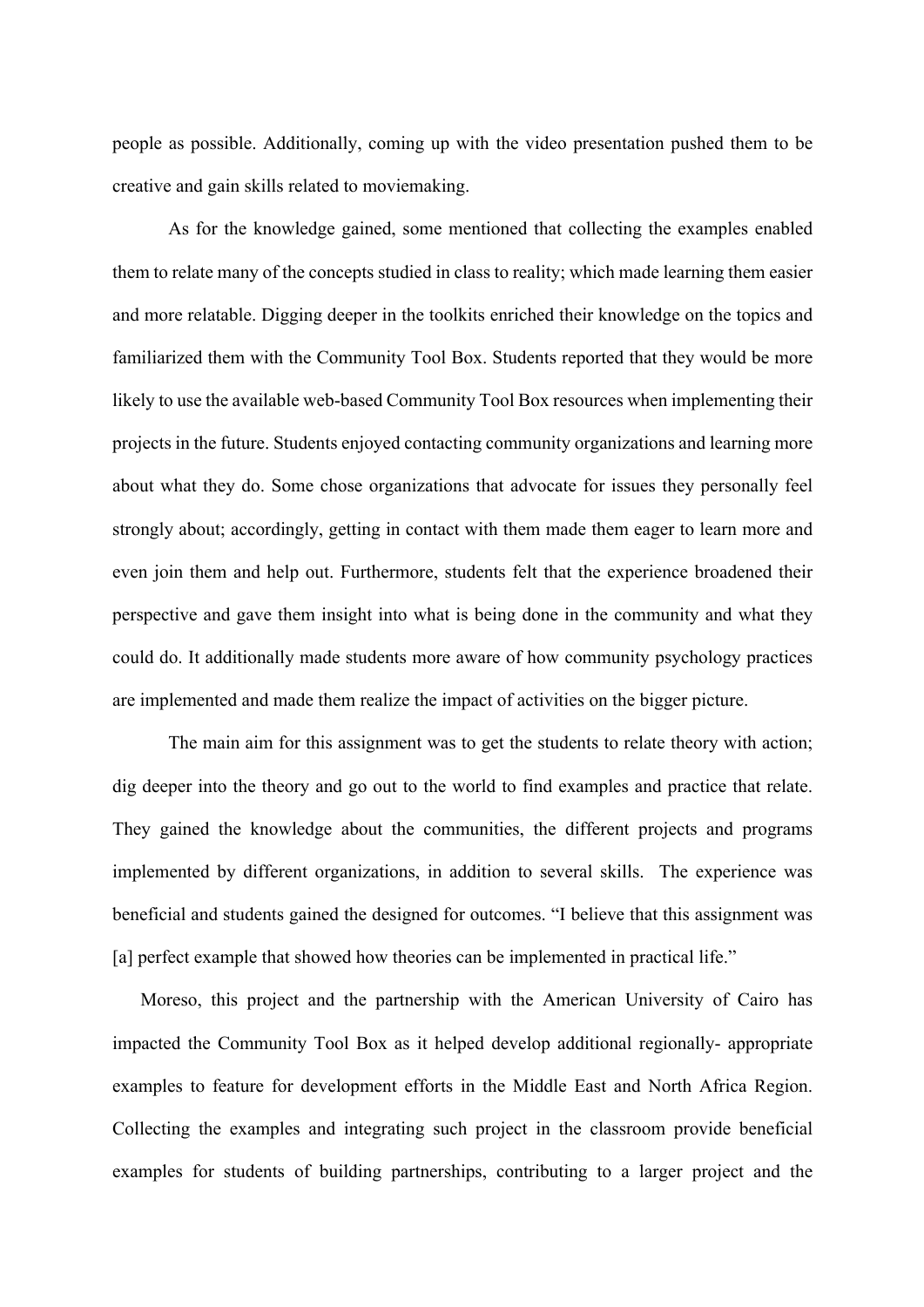people as possible. Additionally, coming up with the video presentation pushed them to be creative and gain skills related to moviemaking.

As for the knowledge gained, some mentioned that collecting the examples enabled them to relate many of the concepts studied in class to reality; which made learning them easier and more relatable. Digging deeper in the toolkits enriched their knowledge on the topics and familiarized them with the Community Tool Box. Students reported that they would be more likely to use the available web-based Community Tool Box resources when implementing their projects in the future. Students enjoyed contacting community organizations and learning more about what they do. Some chose organizations that advocate for issues they personally feel strongly about; accordingly, getting in contact with them made them eager to learn more and even join them and help out. Furthermore, students felt that the experience broadened their perspective and gave them insight into what is being done in the community and what they could do. It additionally made students more aware of how community psychology practices are implemented and made them realize the impact of activities on the bigger picture.

The main aim for this assignment was to get the students to relate theory with action; dig deeper into the theory and go out to the world to find examples and practice that relate. They gained the knowledge about the communities, the different projects and programs implemented by different organizations, in addition to several skills. The experience was beneficial and students gained the designed for outcomes. "I believe that this assignment was [a] perfect example that showed how theories can be implemented in practical life."

Moreso, this project and the partnership with the American University of Cairo has impacted the Community Tool Box as it helped develop additional regionally- appropriate examples to feature for development efforts in the Middle East and North Africa Region. Collecting the examples and integrating such project in the classroom provide beneficial examples for students of building partnerships, contributing to a larger project and the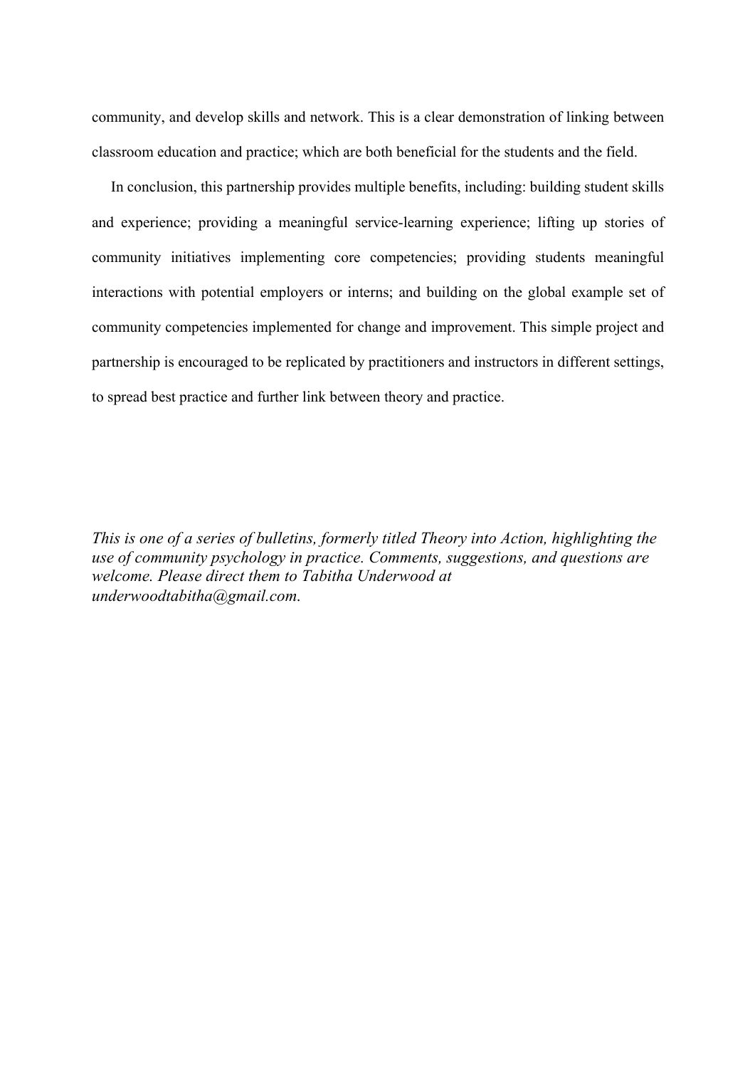community, and develop skills and network. This is a clear demonstration of linking between classroom education and practice; which are both beneficial for the students and the field.

In conclusion, this partnership provides multiple benefits, including: building student skills and experience; providing a meaningful service-learning experience; lifting up stories of community initiatives implementing core competencies; providing students meaningful interactions with potential employers or interns; and building on the global example set of community competencies implemented for change and improvement. This simple project and partnership is encouraged to be replicated by practitioners and instructors in different settings, to spread best practice and further link between theory and practice.

*This is one of a series of bulletins, formerly titled Theory into Action, highlighting the use of community psychology in practice. Comments, suggestions, and questions are welcome. Please direct them to Tabitha Underwood at underwoodtabitha@gmail.com.*